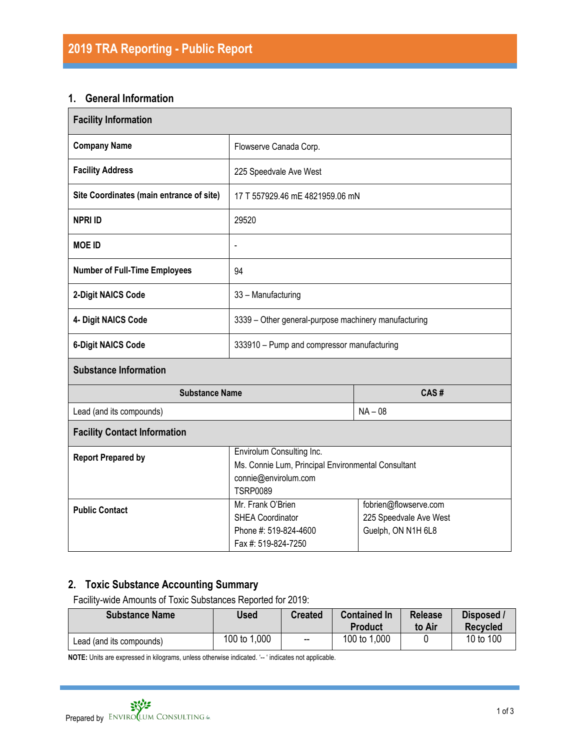# 2019 TRA Reporting - Public Report

## 1. General Information

| Facility Information | | |
|---|---|---|
| **Company Name** | Flowserve Canada Corp. | |
| **Facility Address** | 225 Speedvale Ave West | |
| **Site Coordinates (main entrance of site)** | 17 T 557929.46 mE 4821959.06 mN | |
| **NPRI ID** | 29520 | |
| **MOE ID** | - | |
| **Number of Full-Time Employees** | 94 | |
| **2-Digit NAICS Code** | 33 – Manufacturing | |
| **4- Digit NAICS Code** | 3339 – Other general-purpose machinery manufacturing | |
| **6-Digit NAICS Code** | 333910 – Pump and compressor manufacturing | |

| Substance Information | |
|---|---|
| **Substance Name** | **CAS #** |
| Lead (and its compounds) | NA – 08 |

| Facility Contact Information | | |
|---|---|---|
| **Report Prepared by** | Envirolum Consulting Inc.<br>Ms. Connie Lum, Principal Environmental Consultant<br>connie@envirolum.com<br>TSRP0089 | |
| **Public Contact** | Mr. Frank O'Brien<br>SHEA Coordinator<br>Phone #: 519-824-4600<br>Fax #: 519-824-7250 | fobrien@flowserve.com<br>225 Speedvale Ave West<br>Guelph, ON N1H 6L8 |

## 2. Toxic Substance Accounting Summary

Facility-wide Amounts of Toxic Substances Reported for 2019:

| Substance Name | Used | Created | Contained In Product | Release to Air | Disposed / Recycled |
|---|---|---|---|---|---|
| Lead (and its compounds) | 100 to 1,000 | -- | 100 to 1,000 | 0 | 10 to 100 |

**NOTE:** Units are expressed in kilograms, unless otherwise indicated. '-- ' indicates not applicable.

Prepared by ENVIROLUM CONSULTING Inc.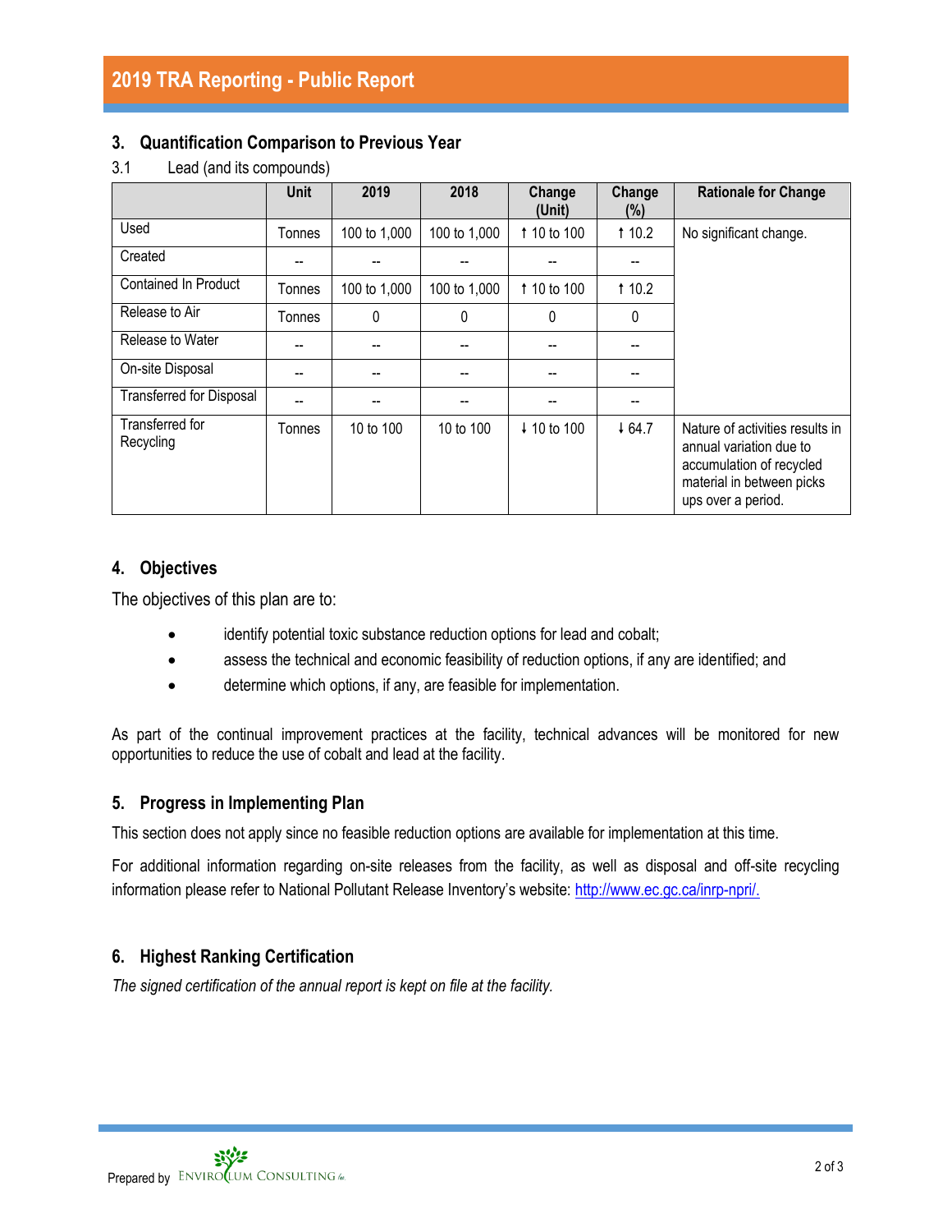# 2019 TRA Reporting - Public Report

## 3. Quantification Comparison to Previous Year

### 3.1 Lead (and its compounds)

| | Unit | 2019 | 2018 | Change (Unit) | Change (%) | Rationale for Change |
|---|---|---|---|---|---|---|
| Used | Tonnes | 100 to 1,000 | 100 to 1,000 | ↑ 10 to 100 | ↑ 10.2 | No significant change. |
| Created | -- | -- | -- | -- | -- | |
| Contained In Product | Tonnes | 100 to 1,000 | 100 to 1,000 | ↑ 10 to 100 | ↑ 10.2 | |
| Release to Air | Tonnes | 0 | 0 | 0 | 0 | |
| Release to Water | -- | -- | -- | -- | -- | |
| On-site Disposal | -- | -- | -- | -- | -- | |
| Transferred for Disposal | -- | -- | -- | -- | -- | |
| Transferred for Recycling | Tonnes | 10 to 100 | 10 to 100 | ↓ 10 to 100 | ↓ 64.7 | Nature of activities results in annual variation due to accumulation of recycled material in between picks ups over a period. |

## 4. Objectives

The objectives of this plan are to:

- identify potential toxic substance reduction options for lead and cobalt;
- assess the technical and economic feasibility of reduction options, if any are identified; and
- determine which options, if any, are feasible for implementation.

As part of the continual improvement practices at the facility, technical advances will be monitored for new opportunities to reduce the use of cobalt and lead at the facility.

## 5. Progress in Implementing Plan

This section does not apply since no feasible reduction options are available for implementation at this time.

For additional information regarding on-site releases from the facility, as well as disposal and off-site recycling information please refer to National Pollutant Release Inventory's website: http://www.ec.gc.ca/inrp-npri/.

## 6. Highest Ranking Certification

*The signed certification of the annual report is kept on file at the facility.*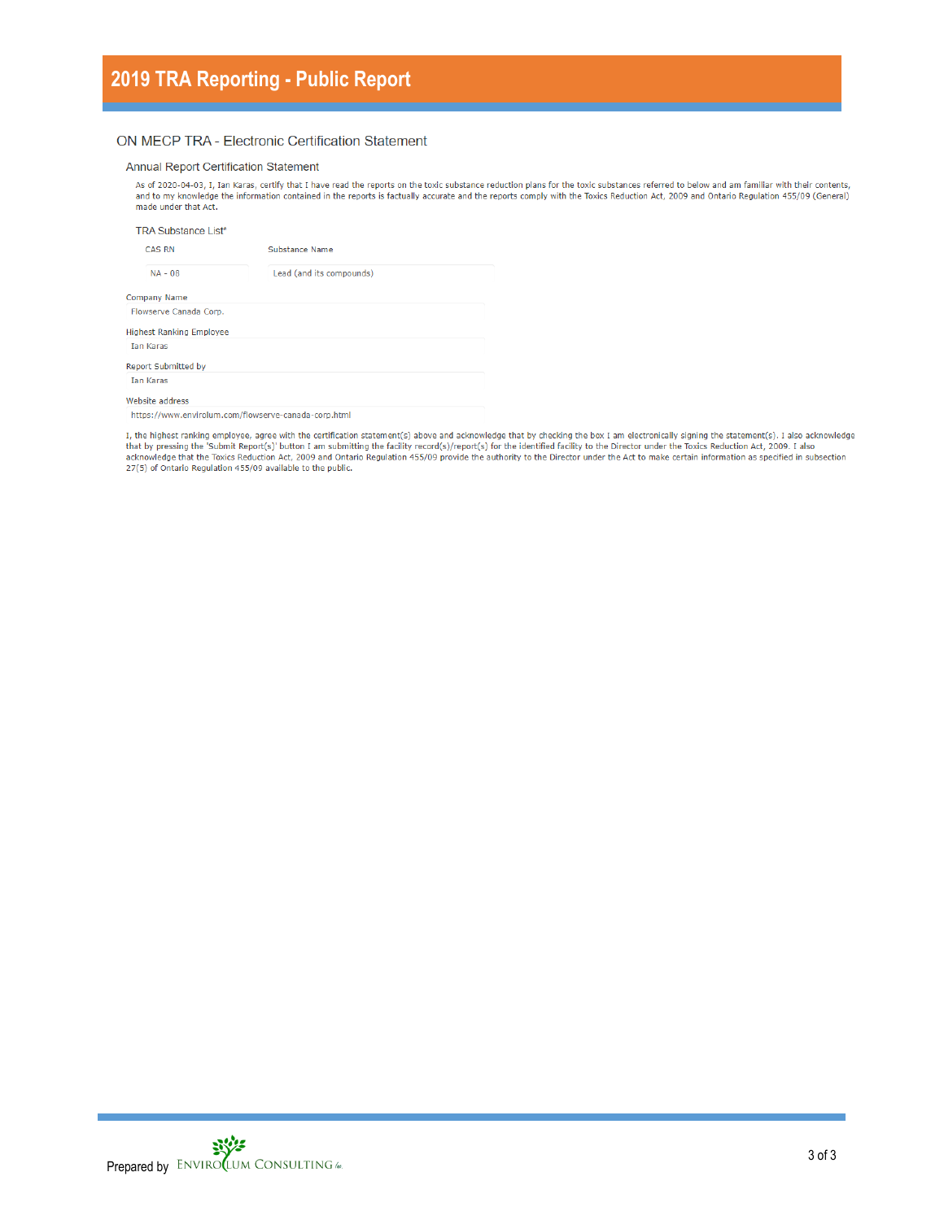# 2019 TRA Reporting - Public Report

## ON MECP TRA - Electronic Certification Statement

### Annual Report Certification Statement

As of 2020-04-03, I, Ian Karas, certify that I have read the reports on the toxic substance reduction plans for the toxic substances referred to below and am familiar with their contents, and to my knowledge the information contained in the reports is factually accurate and the reports comply with the Toxics Reduction Act, 2009 and Ontario Regulation 455/09 (General) made under that Act.

TRA Substance List*

| CAS RN | Substance Name |
|---|---|
| NA - 08 | Lead (and its compounds) |

Company Name
Flowserve Canada Corp.

Highest Ranking Employee
Ian Karas

Report Submitted by
Ian Karas

Website address
https://www.envirolum.com/flowserve-canada-corp.html

I, the highest ranking employee, agree with the certification statement(s) above and acknowledge that by checking the box I am electronically signing the statement(s). I also acknowledge that by pressing the 'Submit Report(s)' button I am submitting the facility record(s)/report(s) for the identified facility to the Director under the Toxics Reduction Act, 2009. I also acknowledge that the Toxics Reduction Act, 2009 and Ontario Regulation 455/09 provide the authority to the Director under the Act to make certain information as specified in subsection 27(5) of Ontario Regulation 455/09 available to the public.

Prepared by ENVIROLUM CONSULTING Inc.